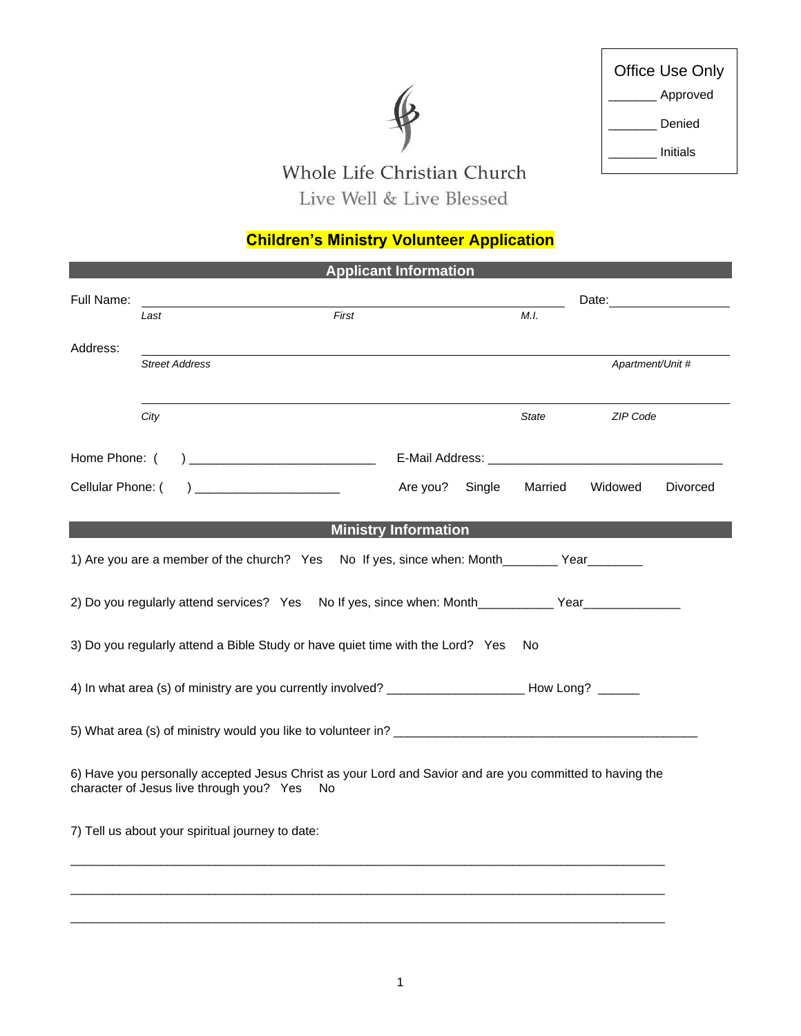| Office Use Only |
| --- |
| _______ Approved |
| _______ Denied |
| _______ Initials |

Whole Life Christian Church

Live Well & Live Blessed

# Children's Ministry Volunteer Application

## Applicant Information

Full Name: ____________________________________________ Date: ______________

*Last* *First* *M.I.*

Address: ____________________________________________

*Street Address* *Apartment/Unit #*

____________________________________________

*City* *State* *ZIP Code*

Home Phone: ( ) ___________________________ E-Mail Address: __________________________________

Cellular Phone: ( ) ____________________ Are you? Single Married Widowed Divorced

## Ministry Information

1) Are you are a member of the church? Yes No If yes, since when: Month________ Year________

2) Do you regularly attend services? Yes No If yes, since when: Month___________ Year______________

3) Do you regularly attend a Bible Study or have quiet time with the Lord? Yes No

4) In what area (s) of ministry are you currently involved? ____________________ How Long? ______

5) What area (s) of ministry would you like to volunteer in? ____________________________________________

6) Have you personally accepted Jesus Christ as your Lord and Savior and are you committed to having the character of Jesus live through you? Yes No

7) Tell us about your spiritual journey to date:

________________________________________________________________________________________

________________________________________________________________________________________

________________________________________________________________________________________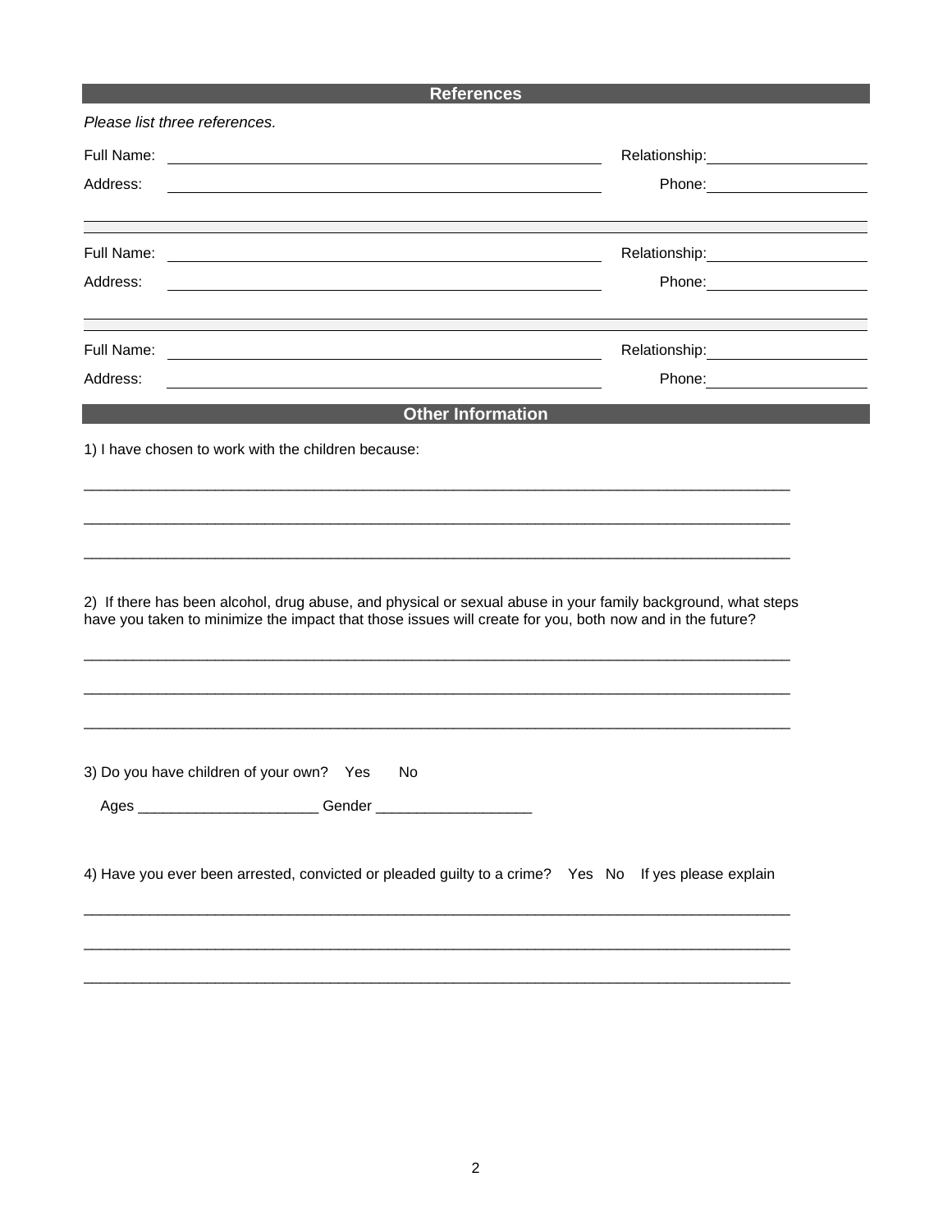## References

*Please list three references.*

Full Name: ______________________________ Relationship: ______________

Address: ______________________________ Phone: ______________

---

Full Name: ______________________________ Relationship: ______________

Address: ______________________________ Phone: ______________

---

Full Name: ______________________________ Relationship: ______________

Address: ______________________________ Phone: ______________

## Other Information

1) I have chosen to work with the children because:

_______________________________________________________________________________

_______________________________________________________________________________

_______________________________________________________________________________

2) If there has been alcohol, drug abuse, and physical or sexual abuse in your family background, what steps have you taken to minimize the impact that those issues will create for you, both now and in the future?

_______________________________________________________________________________

_______________________________________________________________________________

_______________________________________________________________________________

3) Do you have children of your own? Yes No

Ages ______________________ Gender ___________________

4) Have you ever been arrested, convicted or pleaded guilty to a crime? Yes No If yes please explain

_______________________________________________________________________________

_______________________________________________________________________________

_______________________________________________________________________________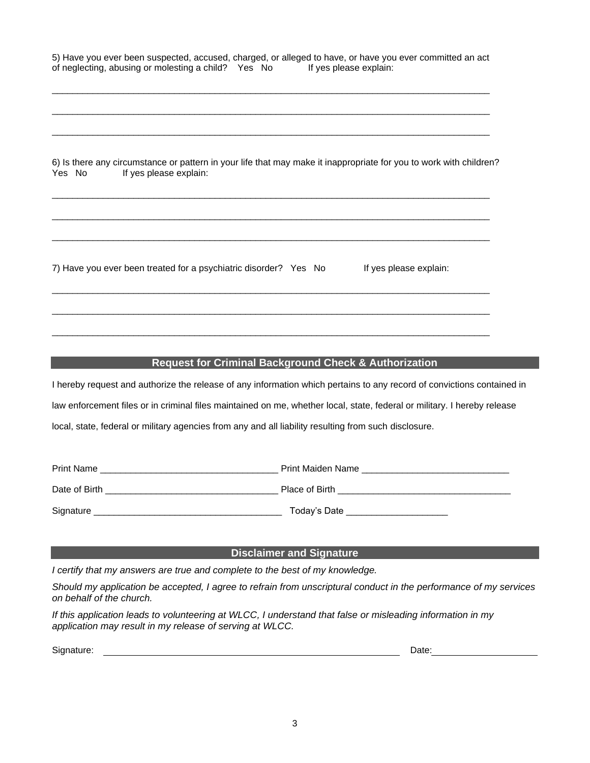5) Have you ever been suspected, accused, charged, or alleged to have, or have you ever committed an act of neglecting, abusing or molesting a child? Yes No If yes please explain:

\_\_\_\_\_\_\_\_\_\_\_\_\_\_\_\_\_\_\_\_\_\_\_\_\_\_\_\_\_\_\_\_\_\_\_\_\_\_\_\_\_\_\_\_\_\_\_\_\_\_\_\_\_\_\_\_\_\_\_\_\_\_\_\_\_\_\_\_\_\_\_\_\_\_\_\_\_\_

\_\_\_\_\_\_\_\_\_\_\_\_\_\_\_\_\_\_\_\_\_\_\_\_\_\_\_\_\_\_\_\_\_\_\_\_\_\_\_\_\_\_\_\_\_\_\_\_\_\_\_\_\_\_\_\_\_\_\_\_\_\_\_\_\_\_\_\_\_\_\_\_\_\_\_\_\_\_

\_\_\_\_\_\_\_\_\_\_\_\_\_\_\_\_\_\_\_\_\_\_\_\_\_\_\_\_\_\_\_\_\_\_\_\_\_\_\_\_\_\_\_\_\_\_\_\_\_\_\_\_\_\_\_\_\_\_\_\_\_\_\_\_\_\_\_\_\_\_\_\_\_\_\_\_\_\_

6) Is there any circumstance or pattern in your life that may make it inappropriate for you to work with children? Yes No If yes please explain:

\_\_\_\_\_\_\_\_\_\_\_\_\_\_\_\_\_\_\_\_\_\_\_\_\_\_\_\_\_\_\_\_\_\_\_\_\_\_\_\_\_\_\_\_\_\_\_\_\_\_\_\_\_\_\_\_\_\_\_\_\_\_\_\_\_\_\_\_\_\_\_\_\_\_\_\_\_\_

\_\_\_\_\_\_\_\_\_\_\_\_\_\_\_\_\_\_\_\_\_\_\_\_\_\_\_\_\_\_\_\_\_\_\_\_\_\_\_\_\_\_\_\_\_\_\_\_\_\_\_\_\_\_\_\_\_\_\_\_\_\_\_\_\_\_\_\_\_\_\_\_\_\_\_\_\_\_

\_\_\_\_\_\_\_\_\_\_\_\_\_\_\_\_\_\_\_\_\_\_\_\_\_\_\_\_\_\_\_\_\_\_\_\_\_\_\_\_\_\_\_\_\_\_\_\_\_\_\_\_\_\_\_\_\_\_\_\_\_\_\_\_\_\_\_\_\_\_\_\_\_\_\_\_\_\_

7) Have you ever been treated for a psychiatric disorder? Yes No If yes please explain:

\_\_\_\_\_\_\_\_\_\_\_\_\_\_\_\_\_\_\_\_\_\_\_\_\_\_\_\_\_\_\_\_\_\_\_\_\_\_\_\_\_\_\_\_\_\_\_\_\_\_\_\_\_\_\_\_\_\_\_\_\_\_\_\_\_\_\_\_\_\_\_\_\_\_\_\_\_\_

\_\_\_\_\_\_\_\_\_\_\_\_\_\_\_\_\_\_\_\_\_\_\_\_\_\_\_\_\_\_\_\_\_\_\_\_\_\_\_\_\_\_\_\_\_\_\_\_\_\_\_\_\_\_\_\_\_\_\_\_\_\_\_\_\_\_\_\_\_\_\_\_\_\_\_\_\_\_

\_\_\_\_\_\_\_\_\_\_\_\_\_\_\_\_\_\_\_\_\_\_\_\_\_\_\_\_\_\_\_\_\_\_\_\_\_\_\_\_\_\_\_\_\_\_\_\_\_\_\_\_\_\_\_\_\_\_\_\_\_\_\_\_\_\_\_\_\_\_\_\_\_\_\_\_\_\_

## Request for Criminal Background Check & Authorization

I hereby request and authorize the release of any information which pertains to any record of convictions contained in law enforcement files or in criminal files maintained on me, whether local, state, federal or military. I hereby release local, state, federal or military agencies from any and all liability resulting from such disclosure.

Print Name \_\_\_\_\_\_\_\_\_\_\_\_\_\_\_\_\_\_\_\_\_\_\_\_\_\_\_\_\_\_ Print Maiden Name \_\_\_\_\_\_\_\_\_\_\_\_\_\_\_\_\_\_\_\_\_\_\_\_\_\_

Date of Birth \_\_\_\_\_\_\_\_\_\_\_\_\_\_\_\_\_\_\_\_\_\_\_\_\_\_\_\_\_\_ Place of Birth \_\_\_\_\_\_\_\_\_\_\_\_\_\_\_\_\_\_\_\_\_\_\_\_\_\_\_\_\_\_

Signature \_\_\_\_\_\_\_\_\_\_\_\_\_\_\_\_\_\_\_\_\_\_\_\_\_\_\_\_\_\_\_\_\_ Today's Date \_\_\_\_\_\_\_\_\_\_\_\_\_\_\_\_\_\_

## Disclaimer and Signature

*I certify that my answers are true and complete to the best of my knowledge.*

*Should my application be accepted, I agree to refrain from unscriptural conduct in the performance of my services on behalf of the church.*

*If this application leads to volunteering at WLCC, I understand that false or misleading information in my application may result in my release of serving at WLCC.*

Signature: \_\_\_\_\_\_\_\_\_\_\_\_\_\_\_\_\_\_\_\_\_\_\_\_\_\_\_\_\_\_\_\_\_\_\_\_\_\_\_\_\_\_\_\_\_\_\_\_ Date: \_\_\_\_\_\_\_\_\_\_\_\_\_\_\_\_\_\_